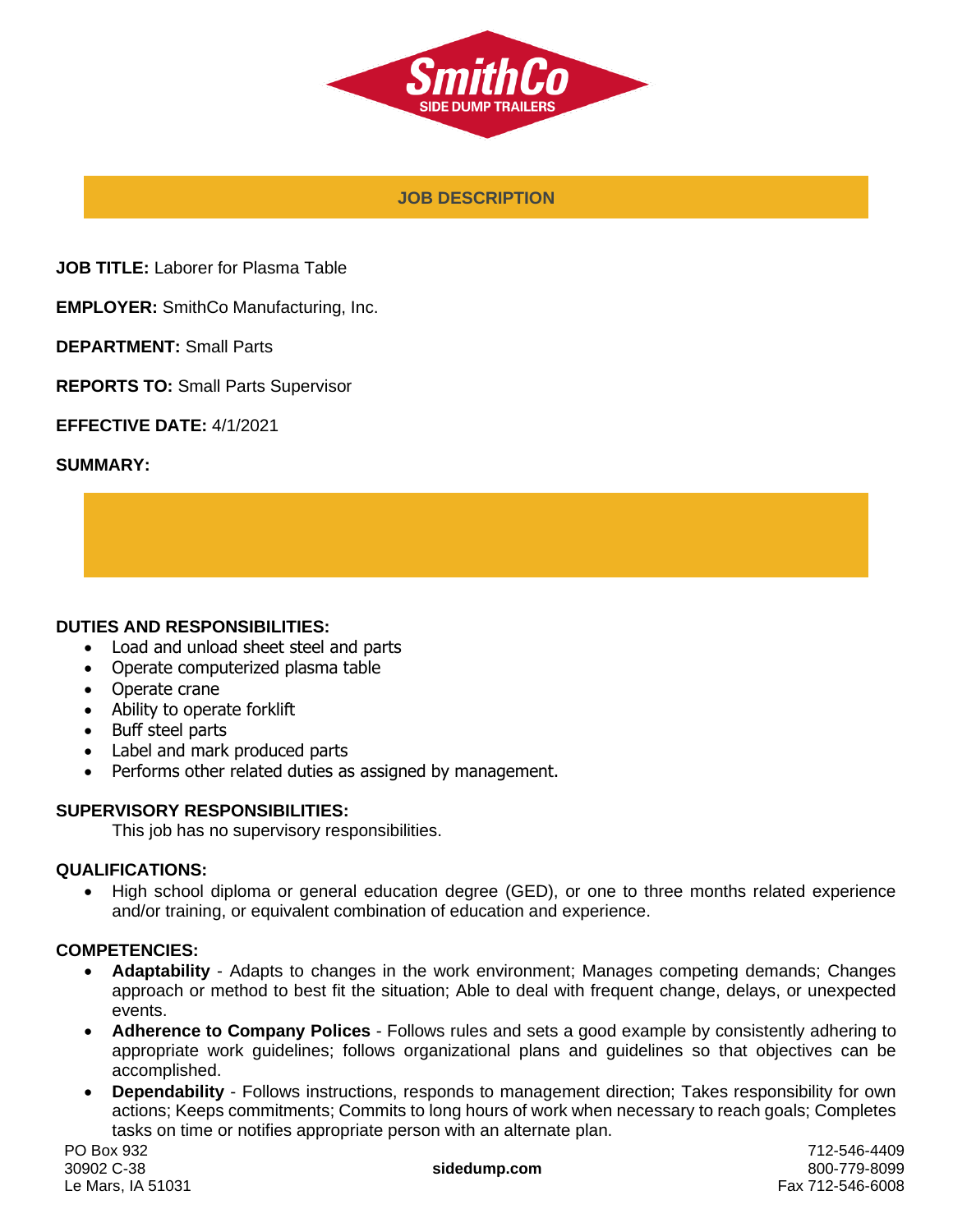# JOB DESCRIPTION

**JOB TITLE:** Laborer for Plasma Table

**EMPLOYER:** SmithCo Manufacturing, Inc.

**DEPARTMENT:** Small Parts

**REPORTS TO:** Small Parts Supervisor

**EFFECTIVE DATE:** 4/1/2021

**SUMMARY:**

**DUTIES AND RESPONSIBILITIES:**

- Load and unload sheet steel and parts
- Operate computerized plasma table
- Operate crane
- Ability to operate forklift
- Buff steel parts
- Label and mark produced parts
- Performs other related duties as assigned by management.

**SUPERVISORY RESPONSIBILITIES:**

This job has no supervisory responsibilities.

**QUALIFICATIONS:**

- High school diploma or general education degree (GED), or one to three months related experience and/or training, or equivalent combination of education and experience.

**COMPETENCIES:**

- **Adaptability** - Adapts to changes in the work environment; Manages competing demands; Changes approach or method to best fit the situation; Able to deal with frequent change, delays, or unexpected events.
- **Adherence to Company Polices** - Follows rules and sets a good example by consistently adhering to appropriate work guidelines; follows organizational plans and guidelines so that objectives can be accomplished.
- **Dependability** - Follows instructions, responds to management direction; Takes responsibility for own actions; Keeps commitments; Commits to long hours of work when necessary to reach goals; Completes tasks on time or notifies appropriate person with an alternate plan.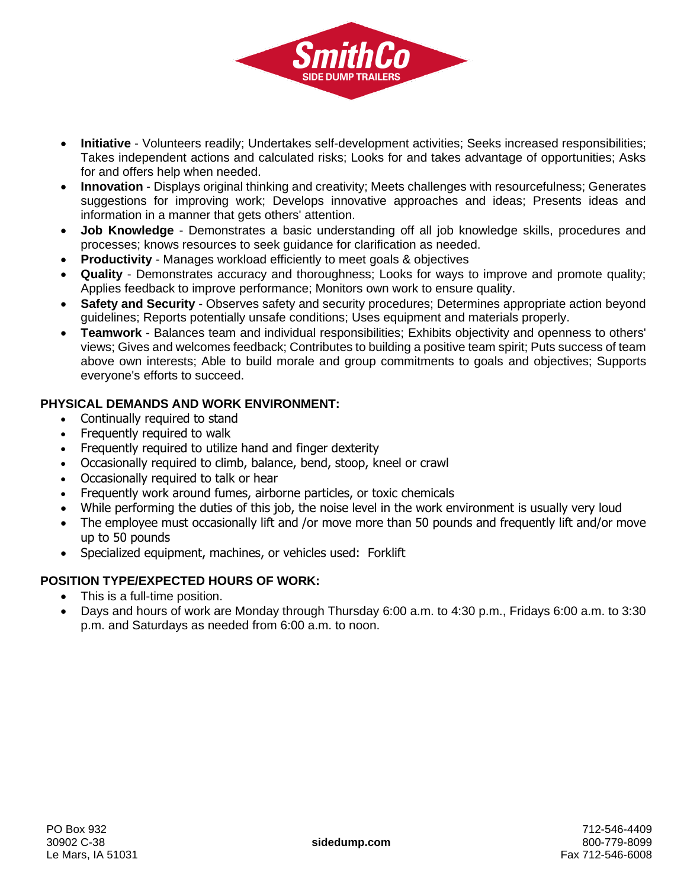- **Initiative** - Volunteers readily; Undertakes self-development activities; Seeks increased responsibilities; Takes independent actions and calculated risks; Looks for and takes advantage of opportunities; Asks for and offers help when needed.
- **Innovation** - Displays original thinking and creativity; Meets challenges with resourcefulness; Generates suggestions for improving work; Develops innovative approaches and ideas; Presents ideas and information in a manner that gets others' attention.
- **Job Knowledge** - Demonstrates a basic understanding off all job knowledge skills, procedures and processes; knows resources to seek guidance for clarification as needed.
- **Productivity** - Manages workload efficiently to meet goals & objectives
- **Quality** - Demonstrates accuracy and thoroughness; Looks for ways to improve and promote quality; Applies feedback to improve performance; Monitors own work to ensure quality.
- **Safety and Security** - Observes safety and security procedures; Determines appropriate action beyond guidelines; Reports potentially unsafe conditions; Uses equipment and materials properly.
- **Teamwork** - Balances team and individual responsibilities; Exhibits objectivity and openness to others' views; Gives and welcomes feedback; Contributes to building a positive team spirit; Puts success of team above own interests; Able to build morale and group commitments to goals and objectives; Supports everyone's efforts to succeed.

**PHYSICAL DEMANDS AND WORK ENVIRONMENT:**

- Continually required to stand
- Frequently required to walk
- Frequently required to utilize hand and finger dexterity
- Occasionally required to climb, balance, bend, stoop, kneel or crawl
- Occasionally required to talk or hear
- Frequently work around fumes, airborne particles, or toxic chemicals
- While performing the duties of this job, the noise level in the work environment is usually very loud
- The employee must occasionally lift and /or move more than 50 pounds and frequently lift and/or move up to 50 pounds
- Specialized equipment, machines, or vehicles used: Forklift

**POSITION TYPE/EXPECTED HOURS OF WORK:**

- This is a full-time position.
- Days and hours of work are Monday through Thursday 6:00 a.m. to 4:30 p.m., Fridays 6:00 a.m. to 3:30 p.m. and Saturdays as needed from 6:00 a.m. to noon.